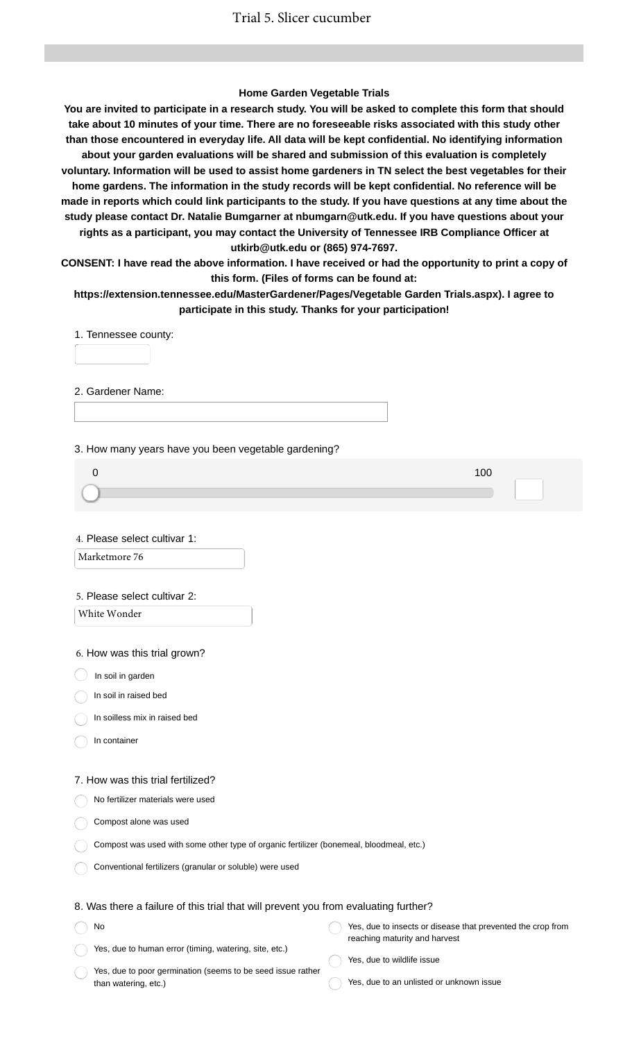# Trial 5. Slicer cucumber

**Home Garden Vegetable Trials**

**You are invited to participate in a research study. You will be asked to complete this form that should take about 10 minutes of your time. There are no foreseeable risks associated with this study other than those encountered in everyday life. All data will be kept confidential. No identifying information about your garden evaluations will be shared and submission of this evaluation is completely voluntary. Information will be used to assist home gardeners in TN select the best vegetables for their home gardens. The information in the study records will be kept confidential. No reference will be made in reports which could link participants to the study. If you have questions at any time about the study please contact Dr. Natalie Bumgarner at nbumgarn@utk.edu. If you have questions about your rights as a participant, you may contact the University of Tennessee IRB Compliance Officer at utkirb@utk.edu or (865) 974-7697.**

**CONSENT: I have read the above information. I have received or had the opportunity to print a copy of this form. (Files of forms can be found at: https://extension.tennessee.edu/MasterGardener/Pages/Vegetable Garden Trials.aspx). I agree to participate in this study. Thanks for your participation!**

1. Tennessee county:

2. Gardener Name:

3. How many years have you been vegetable gardening?

0 — 100

4. Please select cultivar 1:

Marketmore 76

5. Please select cultivar 2:

White Wonder

6. How was this trial grown?

- In soil in garden
- In soil in raised bed
- In soilless mix in raised bed
- In container

7. How was this trial fertilized?

- No fertilizer materials were used
- Compost alone was used
- Compost was used with some other type of organic fertilizer (bonemeal, bloodmeal, etc.)
- Conventional fertilizers (granular or soluble) were used

8. Was there a failure of this trial that will prevent you from evaluating further?

- No
- Yes, due to human error (timing, watering, site, etc.)
- Yes, due to poor germination (seems to be seed issue rather than watering, etc.)
- Yes, due to insects or disease that prevented the crop from reaching maturity and harvest
- Yes, due to wildlife issue
- Yes, due to an unlisted or unknown issue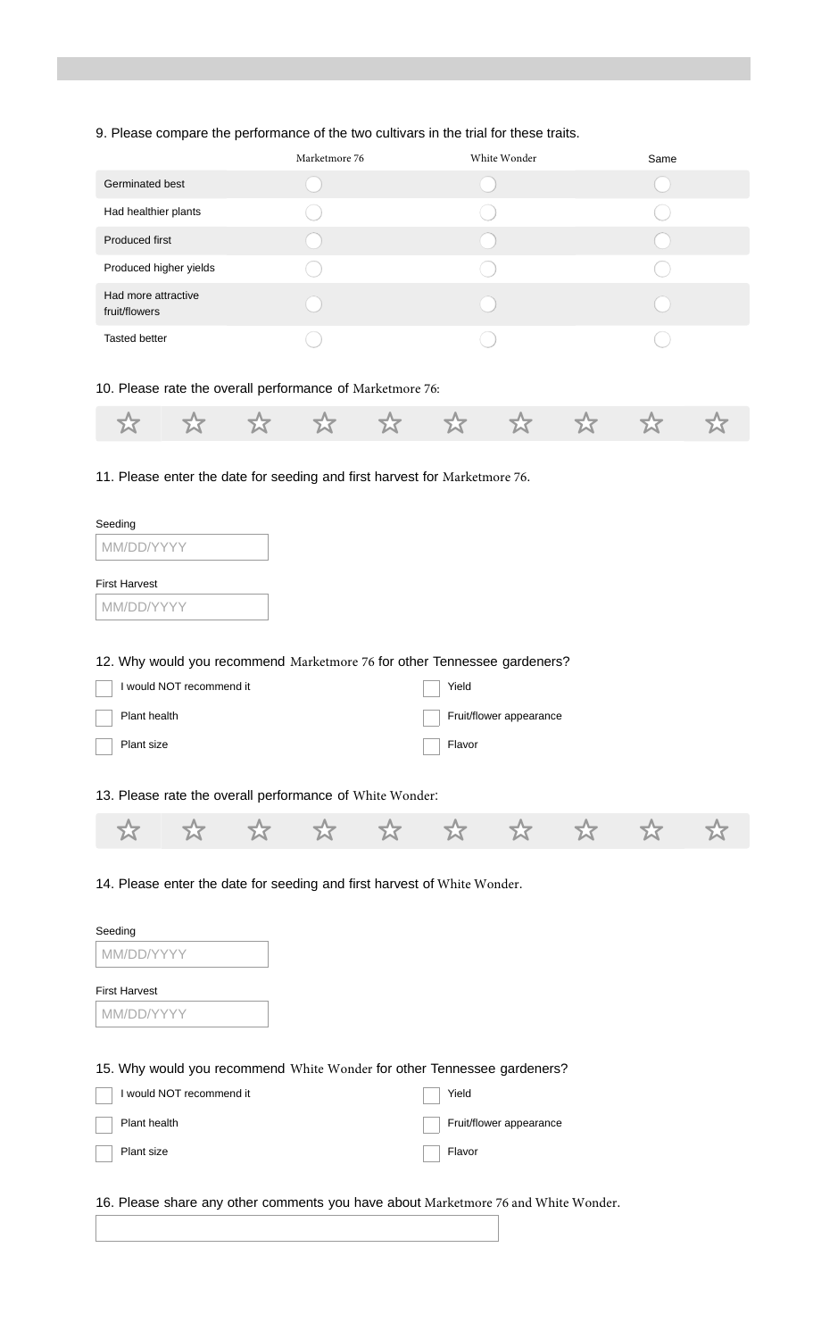9. Please compare the performance of the two cultivars in the trial for these traits.

| | Marketmore 76 | White Wonder | Same |
| --- | --- | --- | --- |
| Germinated best | ◯ | ◯ | ◯ |
| Had healthier plants | ◯ | ◯ | ◯ |
| Produced first | ◯ | ◯ | ◯ |
| Produced higher yields | ◯ | ◯ | ◯ |
| Had more attractive fruit/flowers | ◯ | ◯ | ◯ |
| Tasted better | ◯ | ◯ | ◯ |

10. Please rate the overall performance of Marketmore 76:

☆ ☆ ☆ ☆ ☆ ☆ ☆ ☆ ☆ ☆

11. Please enter the date for seeding and first harvest for Marketmore 76.

Seeding

MM/DD/YYYY

First Harvest

MM/DD/YYYY

12. Why would you recommend Marketmore 76 for other Tennessee gardeners?

- ☐ I would NOT recommend it
- ☐ Plant health
- ☐ Plant size
- ☐ Yield
- ☐ Fruit/flower appearance
- ☐ Flavor

13. Please rate the overall performance of White Wonder:

☆ ☆ ☆ ☆ ☆ ☆ ☆ ☆ ☆ ☆

14. Please enter the date for seeding and first harvest of White Wonder.

Seeding

MM/DD/YYYY

First Harvest

MM/DD/YYYY

15. Why would you recommend White Wonder for other Tennessee gardeners?

- ☐ I would NOT recommend it
- ☐ Plant health
- ☐ Plant size
- ☐ Yield
- ☐ Fruit/flower appearance
- ☐ Flavor

16. Please share any other comments you have about Marketmore 76 and White Wonder.